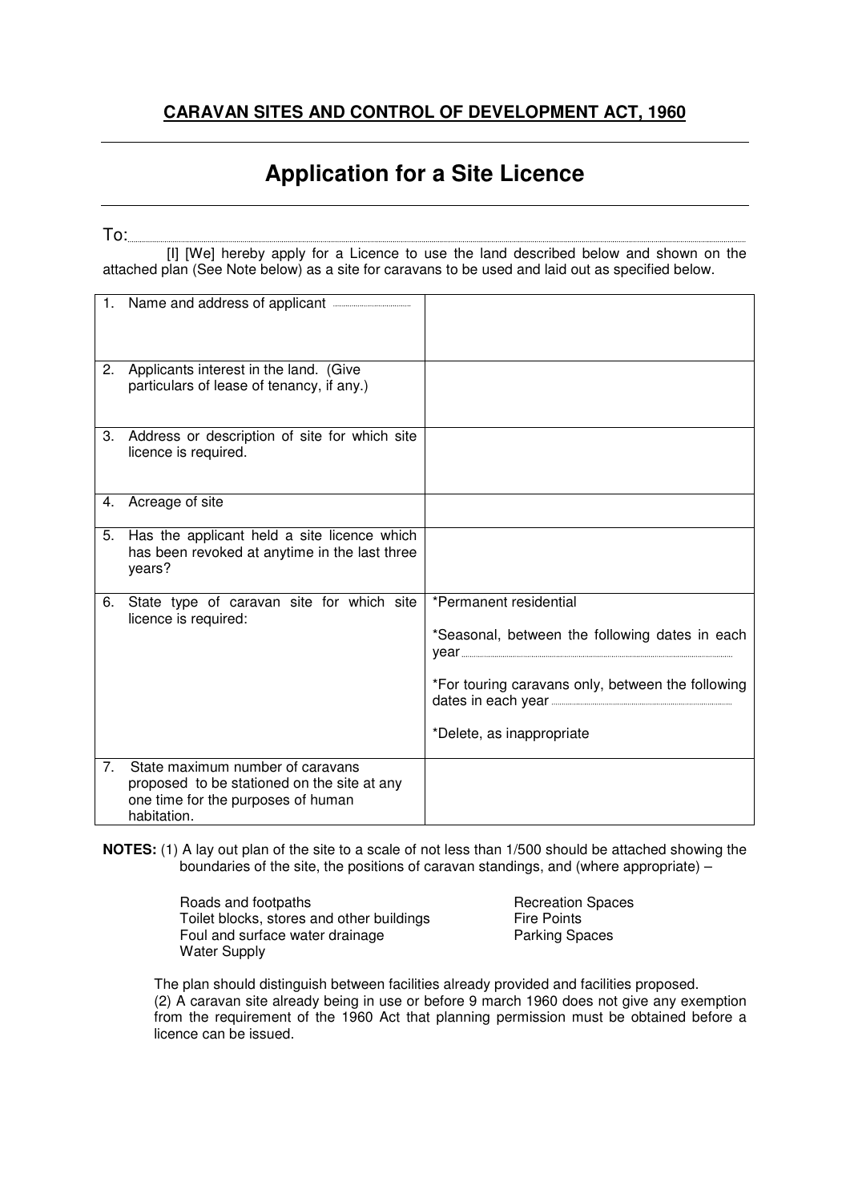## CARAVAN SITES AND CONTROL OF DEVELOPMENT ACT, 1960

# Application for a Site Licence

To:.......................................................................................................................................................

[I] [We] hereby apply for a Licence to use the land described below and shown on the attached plan (See Note below) as a site for caravans to be used and laid out as specified below.

| | |
|---|---|
| 1. Name and address of applicant ................................ | |
| 2. Applicants interest in the land. (Give particulars of lease of tenancy, if any.) | |
| 3. Address or description of site for which site licence is required. | |
| 4. Acreage of site | |
| 5. Has the applicant held a site licence which has been revoked at anytime in the last three years? | |
| 6. State type of caravan site for which site licence is required: | *Permanent residential<br><br>*Seasonal, between the following dates in each year..............................................................<br><br>*For touring caravans only, between the following dates in each year ..............................................<br><br>*Delete, as inappropriate |
| 7. State maximum number of caravans proposed to be stationed on the site at any one time for the purposes of human habitation. | |

**NOTES:** (1) A lay out plan of the site to a scale of not less than 1/500 should be attached showing the boundaries of the site, the positions of caravan standings, and (where appropriate) –

- Roads and footpaths
- Toilet blocks, stores and other buildings
- Foul and surface water drainage
- Water Supply
- Recreation Spaces
- Fire Points
- Parking Spaces

The plan should distinguish between facilities already provided and facilities proposed.

(2) A caravan site already being in use or before 9 march 1960 does not give any exemption from the requirement of the 1960 Act that planning permission must be obtained before a licence can be issued.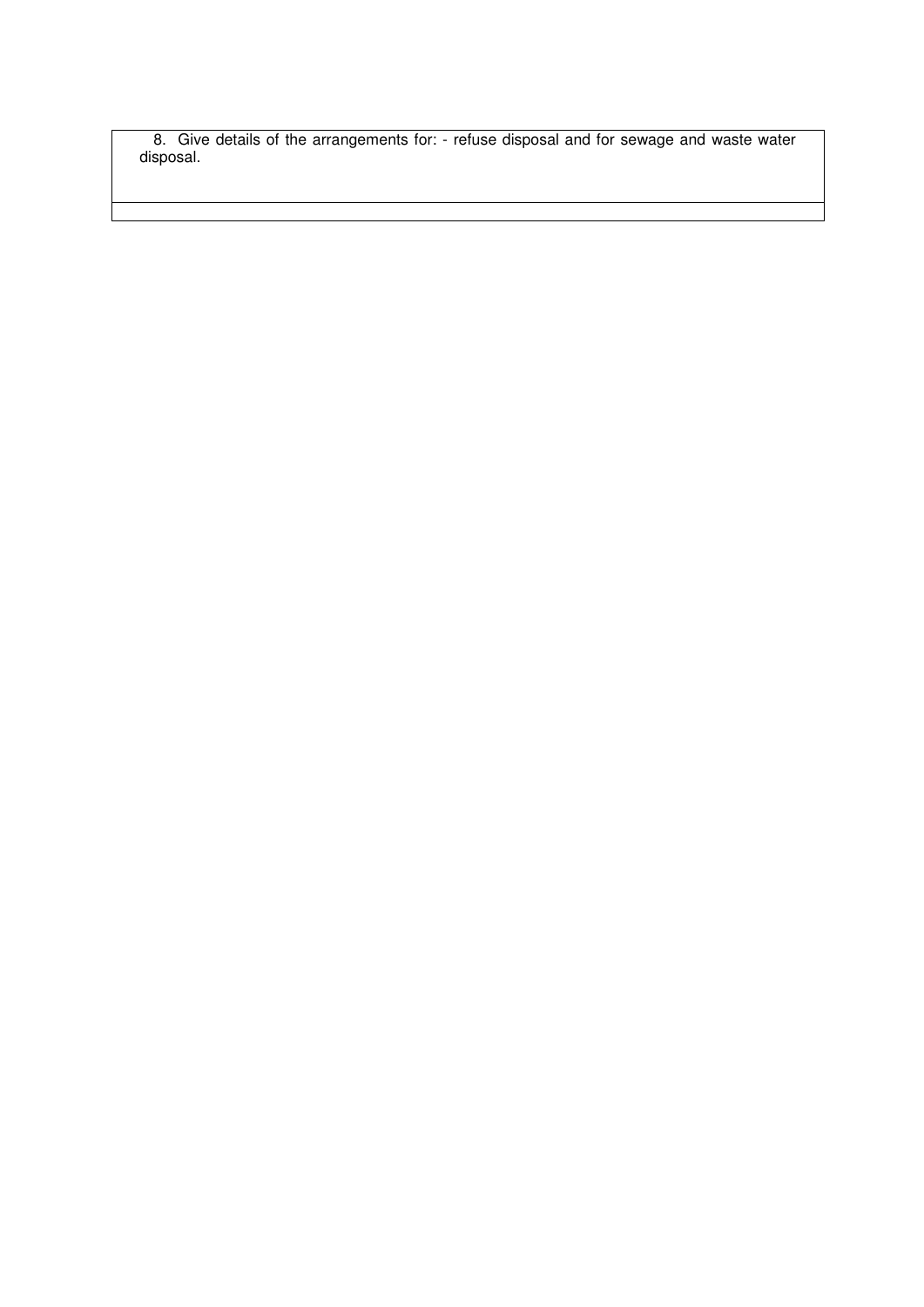| |
|---|
| 8. Give details of the arrangements for: - refuse disposal and for sewage and waste water disposal. |
| |